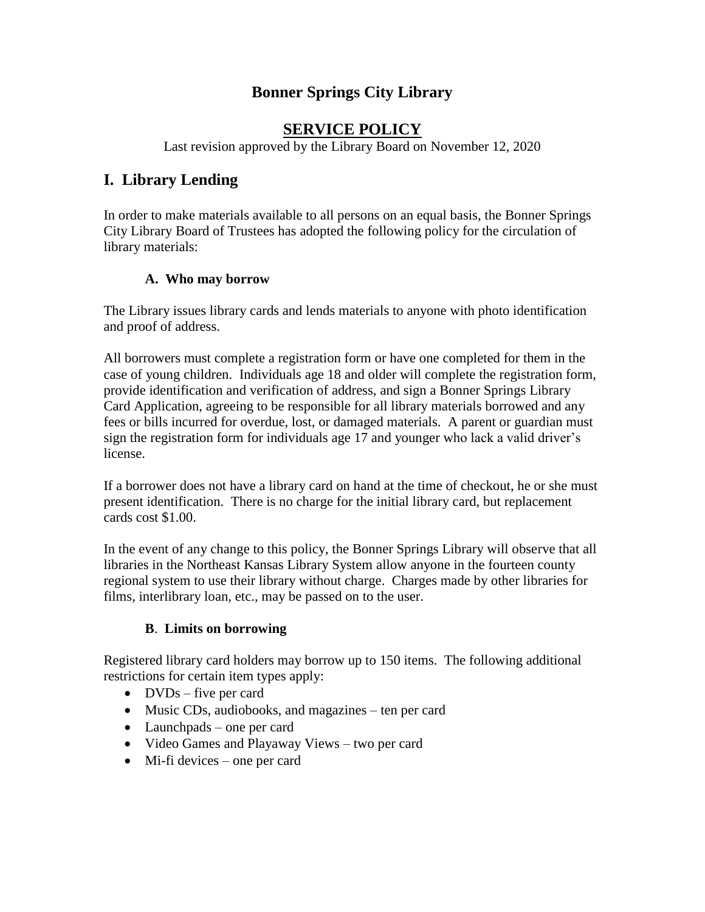# Bonner Springs City Library

## SERVICE POLICY

Last revision approved by the Library Board on November 12, 2020

## I. Library Lending

In order to make materials available to all persons on an equal basis, the Bonner Springs City Library Board of Trustees has adopted the following policy for the circulation of library materials:

### A. Who may borrow

The Library issues library cards and lends materials to anyone with photo identification and proof of address.

All borrowers must complete a registration form or have one completed for them in the case of young children. Individuals age 18 and older will complete the registration form, provide identification and verification of address, and sign a Bonner Springs Library Card Application, agreeing to be responsible for all library materials borrowed and any fees or bills incurred for overdue, lost, or damaged materials. A parent or guardian must sign the registration form for individuals age 17 and younger who lack a valid driver's license.

If a borrower does not have a library card on hand at the time of checkout, he or she must present identification. There is no charge for the initial library card, but replacement cards cost $1.00.

In the event of any change to this policy, the Bonner Springs Library will observe that all libraries in the Northeast Kansas Library System allow anyone in the fourteen county regional system to use their library without charge. Charges made by other libraries for films, interlibrary loan, etc., may be passed on to the user.

### B. Limits on borrowing

Registered library card holders may borrow up to 150 items. The following additional restrictions for certain item types apply:

- DVDs – five per card
- Music CDs, audiobooks, and magazines – ten per card
- Launchpads – one per card
- Video Games and Playaway Views – two per card
- Mi-fi devices – one per card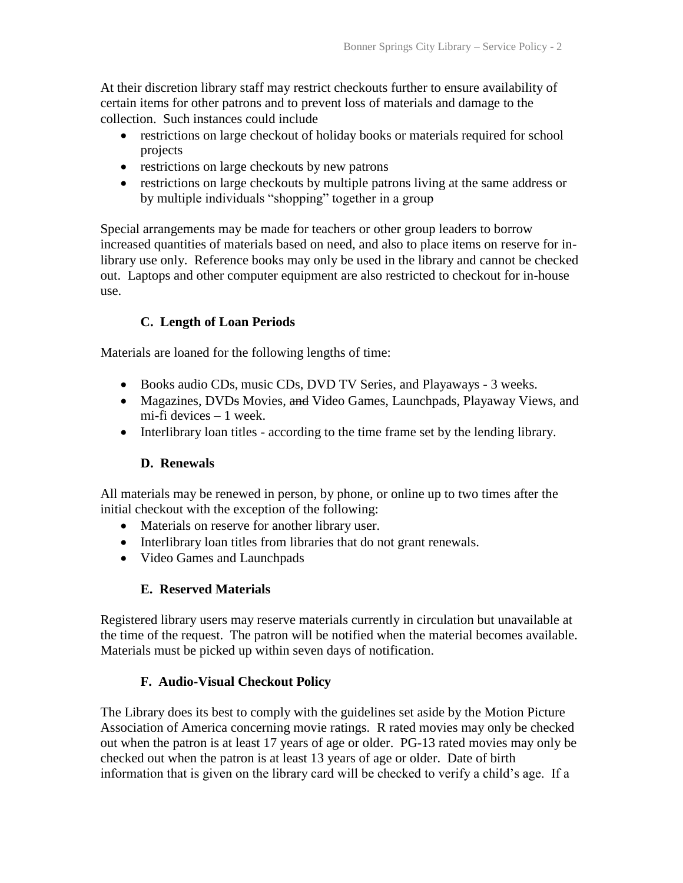At their discretion library staff may restrict checkouts further to ensure availability of certain items for other patrons and to prevent loss of materials and damage to the collection. Such instances could include

- restrictions on large checkout of holiday books or materials required for school projects
- restrictions on large checkouts by new patrons
- restrictions on large checkouts by multiple patrons living at the same address or by multiple individuals "shopping" together in a group

Special arrangements may be made for teachers or other group leaders to borrow increased quantities of materials based on need, and also to place items on reserve for in-library use only. Reference books may only be used in the library and cannot be checked out. Laptops and other computer equipment are also restricted to checkout for in-house use.

### C. Length of Loan Periods

Materials are loaned for the following lengths of time:

- Books audio CDs, music CDs, DVD TV Series, and Playaways - 3 weeks.
- Magazines, DVD~~s~~ Movies, ~~and~~ Video Games, Launchpads, Playaway Views, and mi-fi devices – 1 week.
- Interlibrary loan titles - according to the time frame set by the lending library.

### D. Renewals

All materials may be renewed in person, by phone, or online up to two times after the initial checkout with the exception of the following:

- Materials on reserve for another library user.
- Interlibrary loan titles from libraries that do not grant renewals.
- Video Games and Launchpads

### E. Reserved Materials

Registered library users may reserve materials currently in circulation but unavailable at the time of the request. The patron will be notified when the material becomes available. Materials must be picked up within seven days of notification.

### F. Audio-Visual Checkout Policy

The Library does its best to comply with the guidelines set aside by the Motion Picture Association of America concerning movie ratings. R rated movies may only be checked out when the patron is at least 17 years of age or older. PG-13 rated movies may only be checked out when the patron is at least 13 years of age or older. Date of birth information that is given on the library card will be checked to verify a child's age. If a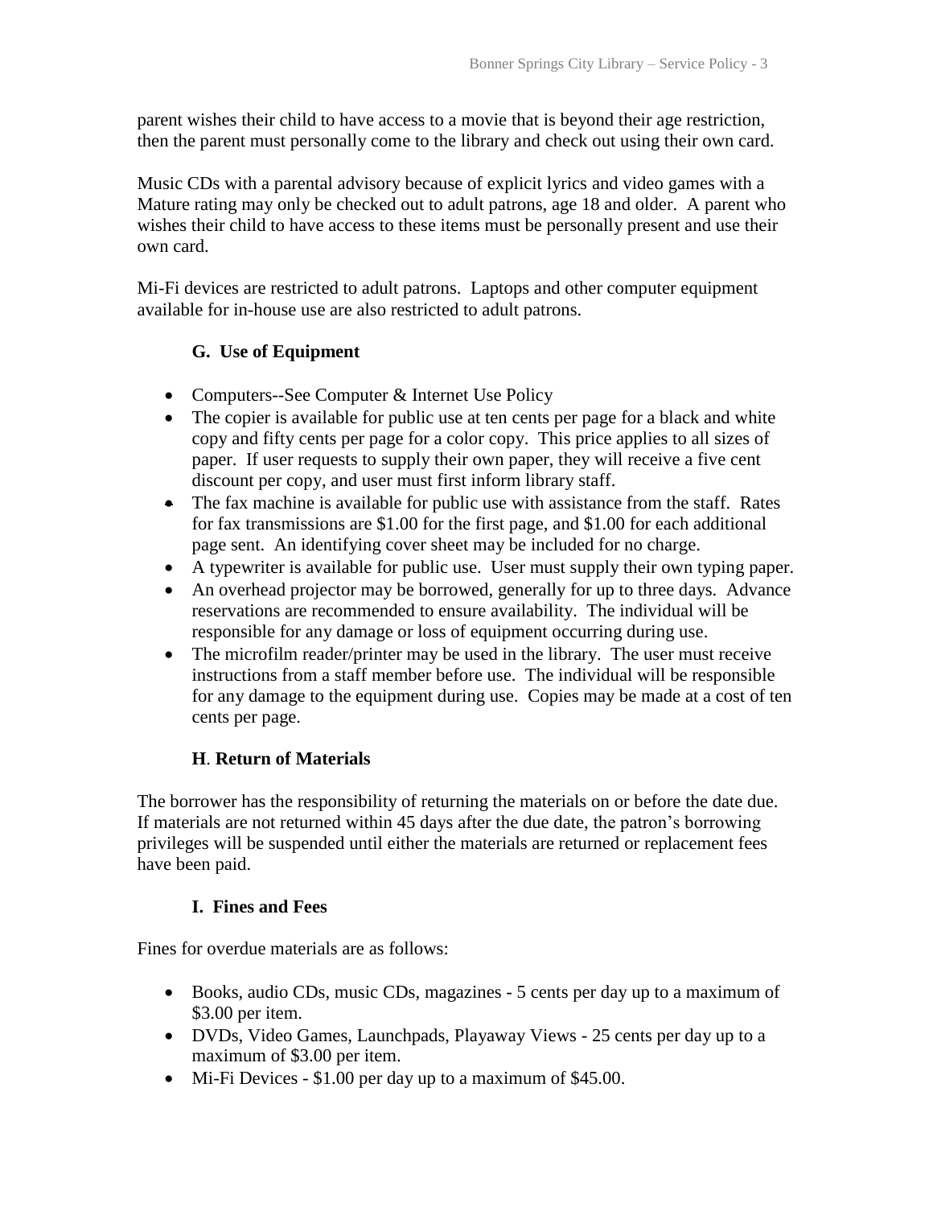parent wishes their child to have access to a movie that is beyond their age restriction, then the parent must personally come to the library and check out using their own card.

Music CDs with a parental advisory because of explicit lyrics and video games with a Mature rating may only be checked out to adult patrons, age 18 and older. A parent who wishes their child to have access to these items must be personally present and use their own card.

Mi-Fi devices are restricted to adult patrons. Laptops and other computer equipment available for in-house use are also restricted to adult patrons.

### G. Use of Equipment

- Computers--See Computer & Internet Use Policy
- The copier is available for public use at ten cents per page for a black and white copy and fifty cents per page for a color copy. This price applies to all sizes of paper. If user requests to supply their own paper, they will receive a five cent discount per copy, and user must first inform library staff.
- The fax machine is available for public use with assistance from the staff. Rates for fax transmissions are $1.00 for the first page, and $1.00 for each additional page sent. An identifying cover sheet may be included for no charge.
- A typewriter is available for public use. User must supply their own typing paper.
- An overhead projector may be borrowed, generally for up to three days. Advance reservations are recommended to ensure availability. The individual will be responsible for any damage or loss of equipment occurring during use.
- The microfilm reader/printer may be used in the library. The user must receive instructions from a staff member before use. The individual will be responsible for any damage to the equipment during use. Copies may be made at a cost of ten cents per page.

### H. Return of Materials

The borrower has the responsibility of returning the materials on or before the date due. If materials are not returned within 45 days after the due date, the patron's borrowing privileges will be suspended until either the materials are returned or replacement fees have been paid.

### I. Fines and Fees

Fines for overdue materials are as follows:

- Books, audio CDs, music CDs, magazines - 5 cents per day up to a maximum of $3.00 per item.
- DVDs, Video Games, Launchpads, Playaway Views - 25 cents per day up to a maximum of $3.00 per item.
- Mi-Fi Devices - $1.00 per day up to a maximum of $45.00.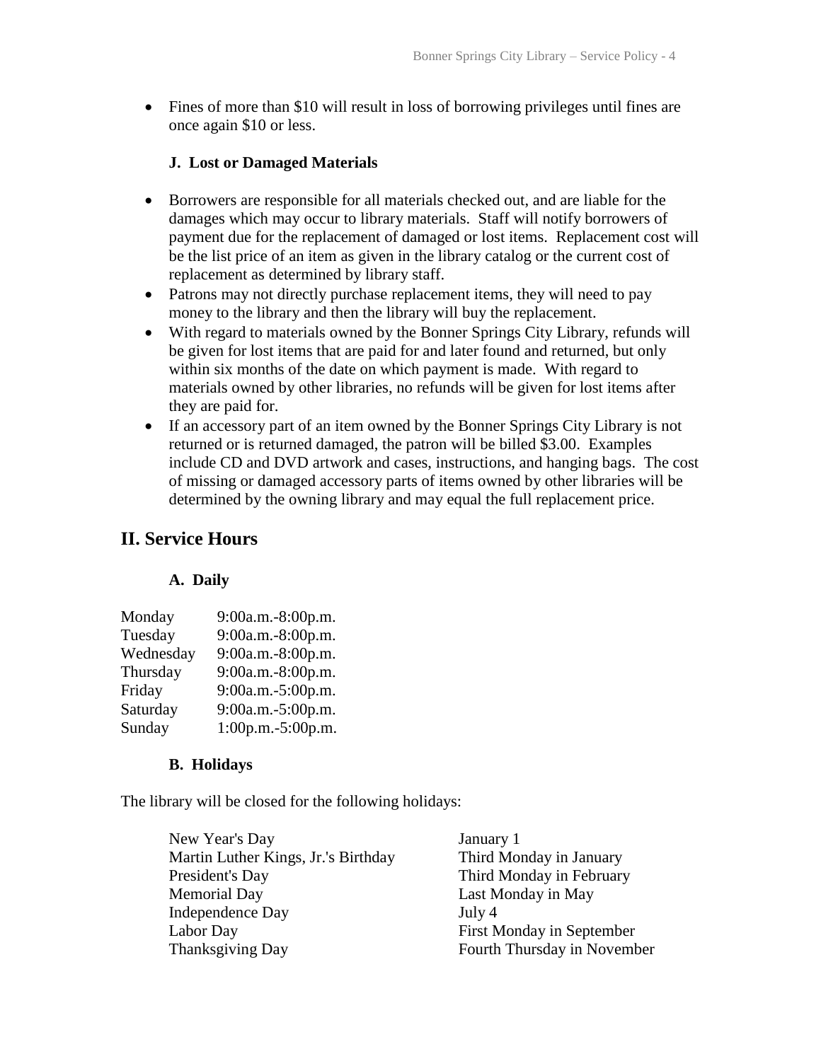- Fines of more than $10 will result in loss of borrowing privileges until fines are once again $10 or less.

### J. Lost or Damaged Materials

- Borrowers are responsible for all materials checked out, and are liable for the damages which may occur to library materials. Staff will notify borrowers of payment due for the replacement of damaged or lost items. Replacement cost will be the list price of an item as given in the library catalog or the current cost of replacement as determined by library staff.
- Patrons may not directly purchase replacement items, they will need to pay money to the library and then the library will buy the replacement.
- With regard to materials owned by the Bonner Springs City Library, refunds will be given for lost items that are paid for and later found and returned, but only within six months of the date on which payment is made. With regard to materials owned by other libraries, no refunds will be given for lost items after they are paid for.
- If an accessory part of an item owned by the Bonner Springs City Library is not returned or is returned damaged, the patron will be billed $3.00. Examples include CD and DVD artwork and cases, instructions, and hanging bags. The cost of missing or damaged accessory parts of items owned by other libraries will be determined by the owning library and may equal the full replacement price.

## II. Service Hours

### A. Daily

| | |
|---|---|
| Monday | 9:00a.m.-8:00p.m. |
| Tuesday | 9:00a.m.-8:00p.m. |
| Wednesday | 9:00a.m.-8:00p.m. |
| Thursday | 9:00a.m.-8:00p.m. |
| Friday | 9:00a.m.-5:00p.m. |
| Saturday | 9:00a.m.-5:00p.m. |
| Sunday | 1:00p.m.-5:00p.m. |

### B. Holidays

The library will be closed for the following holidays:

| | |
|---|---|
| New Year's Day | January 1 |
| Martin Luther Kings, Jr.'s Birthday | Third Monday in January |
| President's Day | Third Monday in February |
| Memorial Day | Last Monday in May |
| Independence Day | July 4 |
| Labor Day | First Monday in September |
| Thanksgiving Day | Fourth Thursday in November |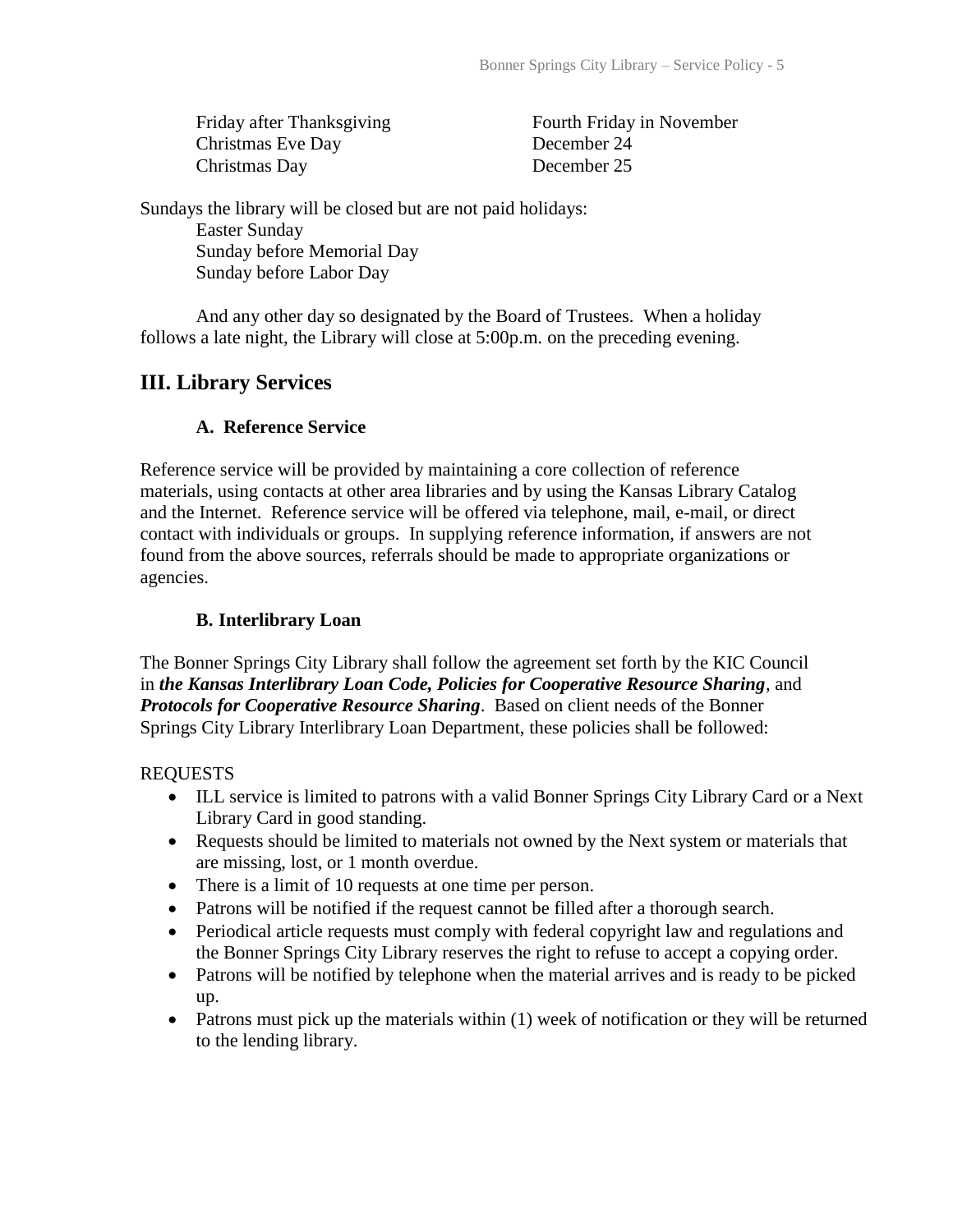| | |
|---|---|
| Friday after Thanksgiving | Fourth Friday in November |
| Christmas Eve Day | December 24 |
| Christmas Day | December 25 |

Sundays the library will be closed but are not paid holidays:

Easter Sunday
Sunday before Memorial Day
Sunday before Labor Day

And any other day so designated by the Board of Trustees. When a holiday follows a late night, the Library will close at 5:00p.m. on the preceding evening.

## III. Library Services

### A. Reference Service

Reference service will be provided by maintaining a core collection of reference materials, using contacts at other area libraries and by using the Kansas Library Catalog and the Internet. Reference service will be offered via telephone, mail, e-mail, or direct contact with individuals or groups. In supplying reference information, if answers are not found from the above sources, referrals should be made to appropriate organizations or agencies.

### B. Interlibrary Loan

The Bonner Springs City Library shall follow the agreement set forth by the KIC Council in ***the Kansas Interlibrary Loan Code, Policies for Cooperative Resource Sharing***, and ***Protocols for Cooperative Resource Sharing***. Based on client needs of the Bonner Springs City Library Interlibrary Loan Department, these policies shall be followed:

REQUESTS

- ILL service is limited to patrons with a valid Bonner Springs City Library Card or a Next Library Card in good standing.
- Requests should be limited to materials not owned by the Next system or materials that are missing, lost, or 1 month overdue.
- There is a limit of 10 requests at one time per person.
- Patrons will be notified if the request cannot be filled after a thorough search.
- Periodical article requests must comply with federal copyright law and regulations and the Bonner Springs City Library reserves the right to refuse to accept a copying order.
- Patrons will be notified by telephone when the material arrives and is ready to be picked up.
- Patrons must pick up the materials within (1) week of notification or they will be returned to the lending library.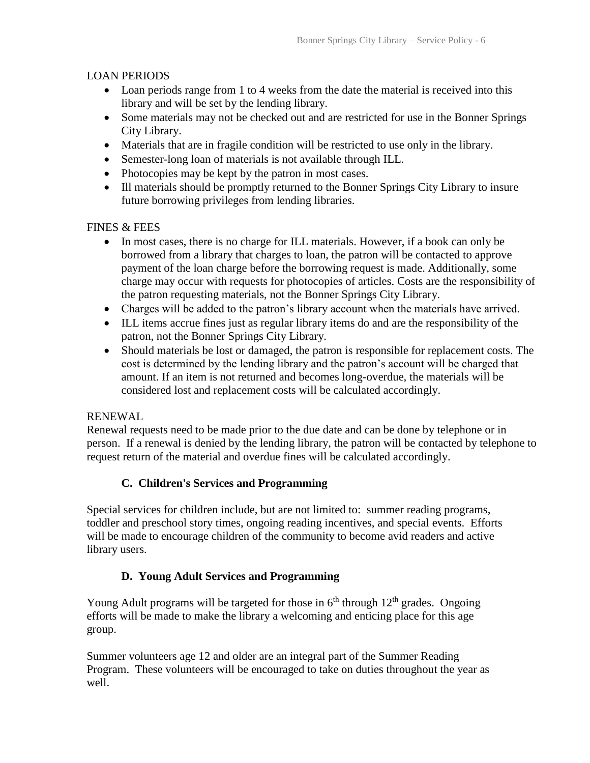LOAN PERIODS

- Loan periods range from 1 to 4 weeks from the date the material is received into this library and will be set by the lending library.
- Some materials may not be checked out and are restricted for use in the Bonner Springs City Library.
- Materials that are in fragile condition will be restricted to use only in the library.
- Semester-long loan of materials is not available through ILL.
- Photocopies may be kept by the patron in most cases.
- Ill materials should be promptly returned to the Bonner Springs City Library to insure future borrowing privileges from lending libraries.

FINES & FEES

- In most cases, there is no charge for ILL materials. However, if a book can only be borrowed from a library that charges to loan, the patron will be contacted to approve payment of the loan charge before the borrowing request is made. Additionally, some charge may occur with requests for photocopies of articles. Costs are the responsibility of the patron requesting materials, not the Bonner Springs City Library.
- Charges will be added to the patron's library account when the materials have arrived.
- ILL items accrue fines just as regular library items do and are the responsibility of the patron, not the Bonner Springs City Library.
- Should materials be lost or damaged, the patron is responsible for replacement costs. The cost is determined by the lending library and the patron's account will be charged that amount. If an item is not returned and becomes long-overdue, the materials will be considered lost and replacement costs will be calculated accordingly.

RENEWAL

Renewal requests need to be made prior to the due date and can be done by telephone or in person. If a renewal is denied by the lending library, the patron will be contacted by telephone to request return of the material and overdue fines will be calculated accordingly.

### C. Children's Services and Programming

Special services for children include, but are not limited to: summer reading programs, toddler and preschool story times, ongoing reading incentives, and special events. Efforts will be made to encourage children of the community to become avid readers and active library users.

### D. Young Adult Services and Programming

Young Adult programs will be targeted for those in 6th through 12th grades. Ongoing efforts will be made to make the library a welcoming and enticing place for this age group.

Summer volunteers age 12 and older are an integral part of the Summer Reading Program. These volunteers will be encouraged to take on duties throughout the year as well.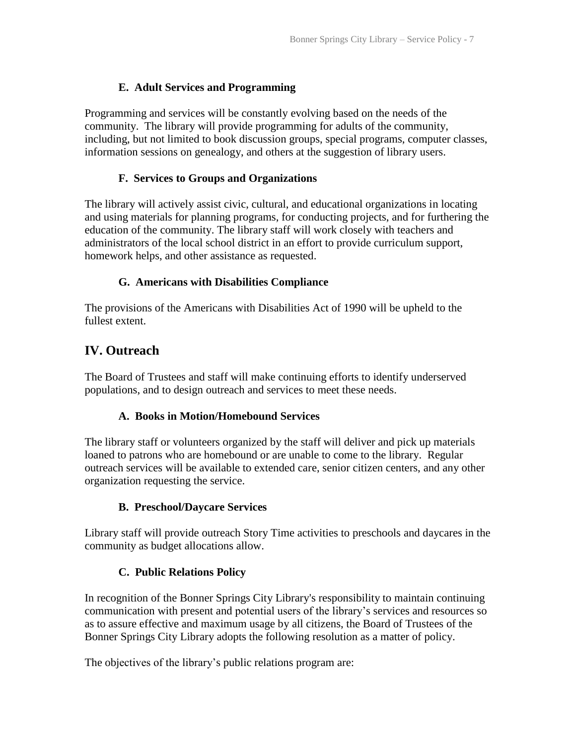### E. Adult Services and Programming

Programming and services will be constantly evolving based on the needs of the community. The library will provide programming for adults of the community, including, but not limited to book discussion groups, special programs, computer classes, information sessions on genealogy, and others at the suggestion of library users.

### F. Services to Groups and Organizations

The library will actively assist civic, cultural, and educational organizations in locating and using materials for planning programs, for conducting projects, and for furthering the education of the community. The library staff will work closely with teachers and administrators of the local school district in an effort to provide curriculum support, homework helps, and other assistance as requested.

### G. Americans with Disabilities Compliance

The provisions of the Americans with Disabilities Act of 1990 will be upheld to the fullest extent.

## IV. Outreach

The Board of Trustees and staff will make continuing efforts to identify underserved populations, and to design outreach and services to meet these needs.

### A. Books in Motion/Homebound Services

The library staff or volunteers organized by the staff will deliver and pick up materials loaned to patrons who are homebound or are unable to come to the library. Regular outreach services will be available to extended care, senior citizen centers, and any other organization requesting the service.

### B. Preschool/Daycare Services

Library staff will provide outreach Story Time activities to preschools and daycares in the community as budget allocations allow.

### C. Public Relations Policy

In recognition of the Bonner Springs City Library's responsibility to maintain continuing communication with present and potential users of the library's services and resources so as to assure effective and maximum usage by all citizens, the Board of Trustees of the Bonner Springs City Library adopts the following resolution as a matter of policy.

The objectives of the library's public relations program are: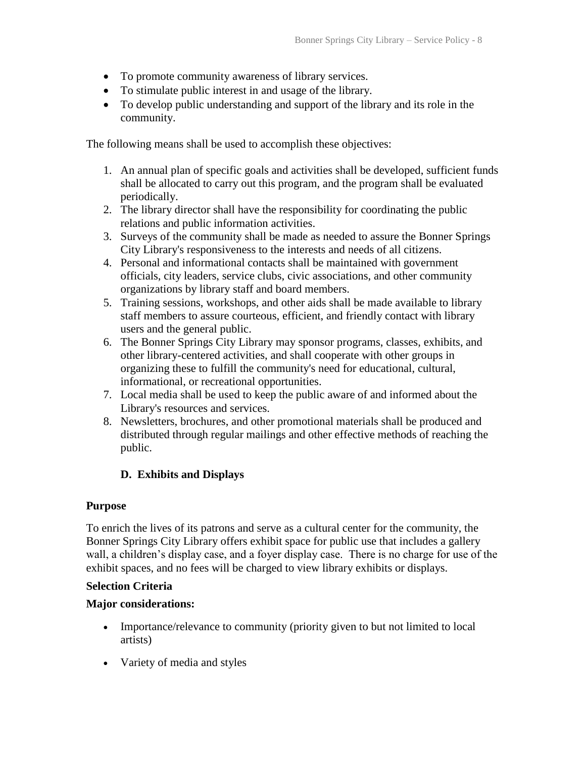- To promote community awareness of library services.
- To stimulate public interest in and usage of the library.
- To develop public understanding and support of the library and its role in the community.

The following means shall be used to accomplish these objectives:

1. An annual plan of specific goals and activities shall be developed, sufficient funds shall be allocated to carry out this program, and the program shall be evaluated periodically.
2. The library director shall have the responsibility for coordinating the public relations and public information activities.
3. Surveys of the community shall be made as needed to assure the Bonner Springs City Library's responsiveness to the interests and needs of all citizens.
4. Personal and informational contacts shall be maintained with government officials, city leaders, service clubs, civic associations, and other community organizations by library staff and board members.
5. Training sessions, workshops, and other aids shall be made available to library staff members to assure courteous, efficient, and friendly contact with library users and the general public.
6. The Bonner Springs City Library may sponsor programs, classes, exhibits, and other library-centered activities, and shall cooperate with other groups in organizing these to fulfill the community's need for educational, cultural, informational, or recreational opportunities.
7. Local media shall be used to keep the public aware of and informed about the Library's resources and services.
8. Newsletters, brochures, and other promotional materials shall be produced and distributed through regular mailings and other effective methods of reaching the public.

### D. Exhibits and Displays

**Purpose**

To enrich the lives of its patrons and serve as a cultural center for the community, the Bonner Springs City Library offers exhibit space for public use that includes a gallery wall, a children's display case, and a foyer display case. There is no charge for use of the exhibit spaces, and no fees will be charged to view library exhibits or displays.

**Selection Criteria**

**Major considerations:**

- Importance/relevance to community (priority given to but not limited to local artists)
- Variety of media and styles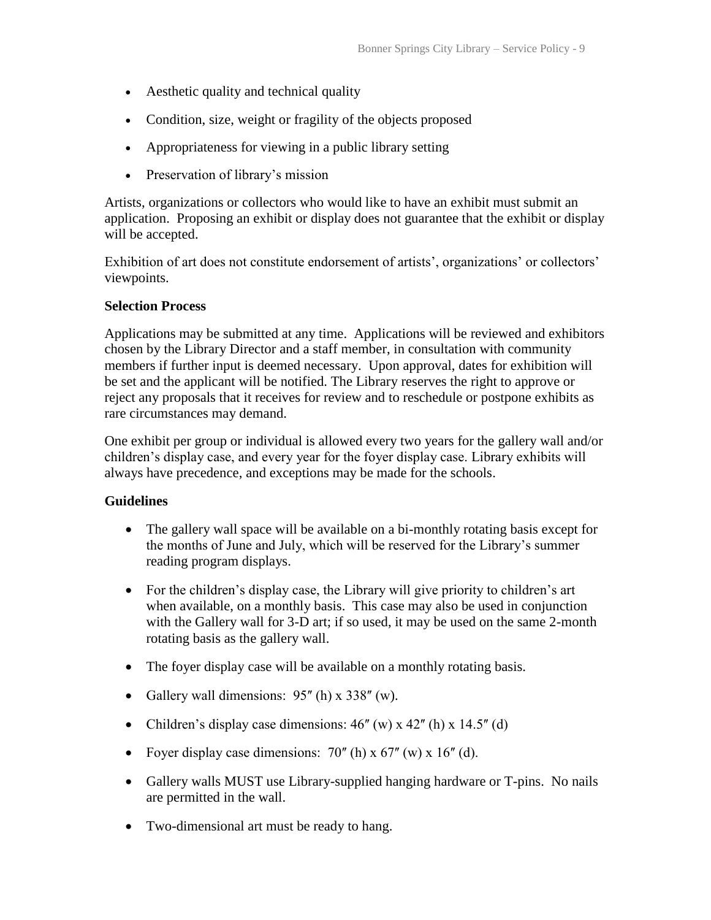- Aesthetic quality and technical quality
- Condition, size, weight or fragility of the objects proposed
- Appropriateness for viewing in a public library setting
- Preservation of library's mission

Artists, organizations or collectors who would like to have an exhibit must submit an application. Proposing an exhibit or display does not guarantee that the exhibit or display will be accepted.

Exhibition of art does not constitute endorsement of artists', organizations' or collectors' viewpoints.

**Selection Process**

Applications may be submitted at any time. Applications will be reviewed and exhibitors chosen by the Library Director and a staff member, in consultation with community members if further input is deemed necessary. Upon approval, dates for exhibition will be set and the applicant will be notified. The Library reserves the right to approve or reject any proposals that it receives for review and to reschedule or postpone exhibits as rare circumstances may demand.

One exhibit per group or individual is allowed every two years for the gallery wall and/or children's display case, and every year for the foyer display case. Library exhibits will always have precedence, and exceptions may be made for the schools.

**Guidelines**

- The gallery wall space will be available on a bi-monthly rotating basis except for the months of June and July, which will be reserved for the Library's summer reading program displays.
- For the children's display case, the Library will give priority to children's art when available, on a monthly basis. This case may also be used in conjunction with the Gallery wall for 3-D art; if so used, it may be used on the same 2-month rotating basis as the gallery wall.
- The foyer display case will be available on a monthly rotating basis.
- Gallery wall dimensions: 95″ (h) x 338″ (w).
- Children's display case dimensions: 46″ (w) x 42″ (h) x 14.5″ (d)
- Foyer display case dimensions: 70″ (h) x 67″ (w) x 16″ (d).
- Gallery walls MUST use Library-supplied hanging hardware or T-pins. No nails are permitted in the wall.
- Two-dimensional art must be ready to hang.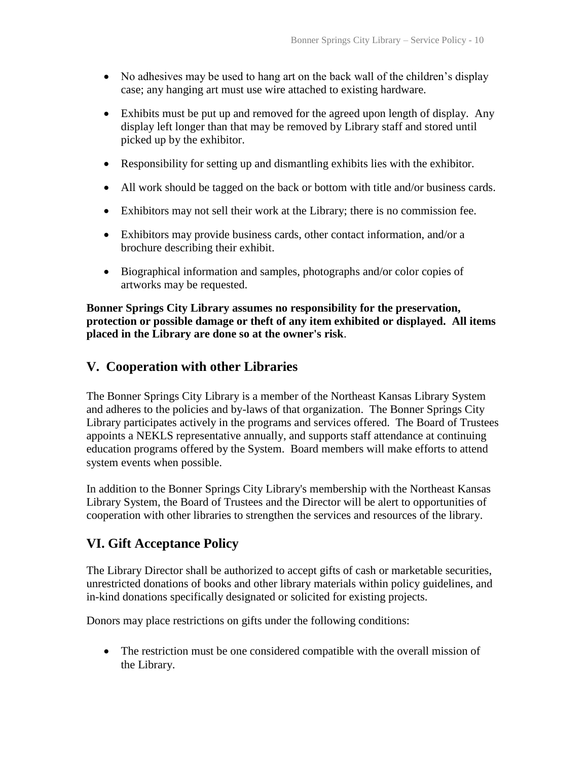- No adhesives may be used to hang art on the back wall of the children's display case; any hanging art must use wire attached to existing hardware.
- Exhibits must be put up and removed for the agreed upon length of display. Any display left longer than that may be removed by Library staff and stored until picked up by the exhibitor.
- Responsibility for setting up and dismantling exhibits lies with the exhibitor.
- All work should be tagged on the back or bottom with title and/or business cards.
- Exhibitors may not sell their work at the Library; there is no commission fee.
- Exhibitors may provide business cards, other contact information, and/or a brochure describing their exhibit.
- Biographical information and samples, photographs and/or color copies of artworks may be requested.

**Bonner Springs City Library assumes no responsibility for the preservation, protection or possible damage or theft of any item exhibited or displayed. All items placed in the Library are done so at the owner's risk**.

## V. Cooperation with other Libraries

The Bonner Springs City Library is a member of the Northeast Kansas Library System and adheres to the policies and by-laws of that organization. The Bonner Springs City Library participates actively in the programs and services offered. The Board of Trustees appoints a NEKLS representative annually, and supports staff attendance at continuing education programs offered by the System. Board members will make efforts to attend system events when possible.

In addition to the Bonner Springs City Library's membership with the Northeast Kansas Library System, the Board of Trustees and the Director will be alert to opportunities of cooperation with other libraries to strengthen the services and resources of the library.

## VI. Gift Acceptance Policy

The Library Director shall be authorized to accept gifts of cash or marketable securities, unrestricted donations of books and other library materials within policy guidelines, and in-kind donations specifically designated or solicited for existing projects.

Donors may place restrictions on gifts under the following conditions:

- The restriction must be one considered compatible with the overall mission of the Library.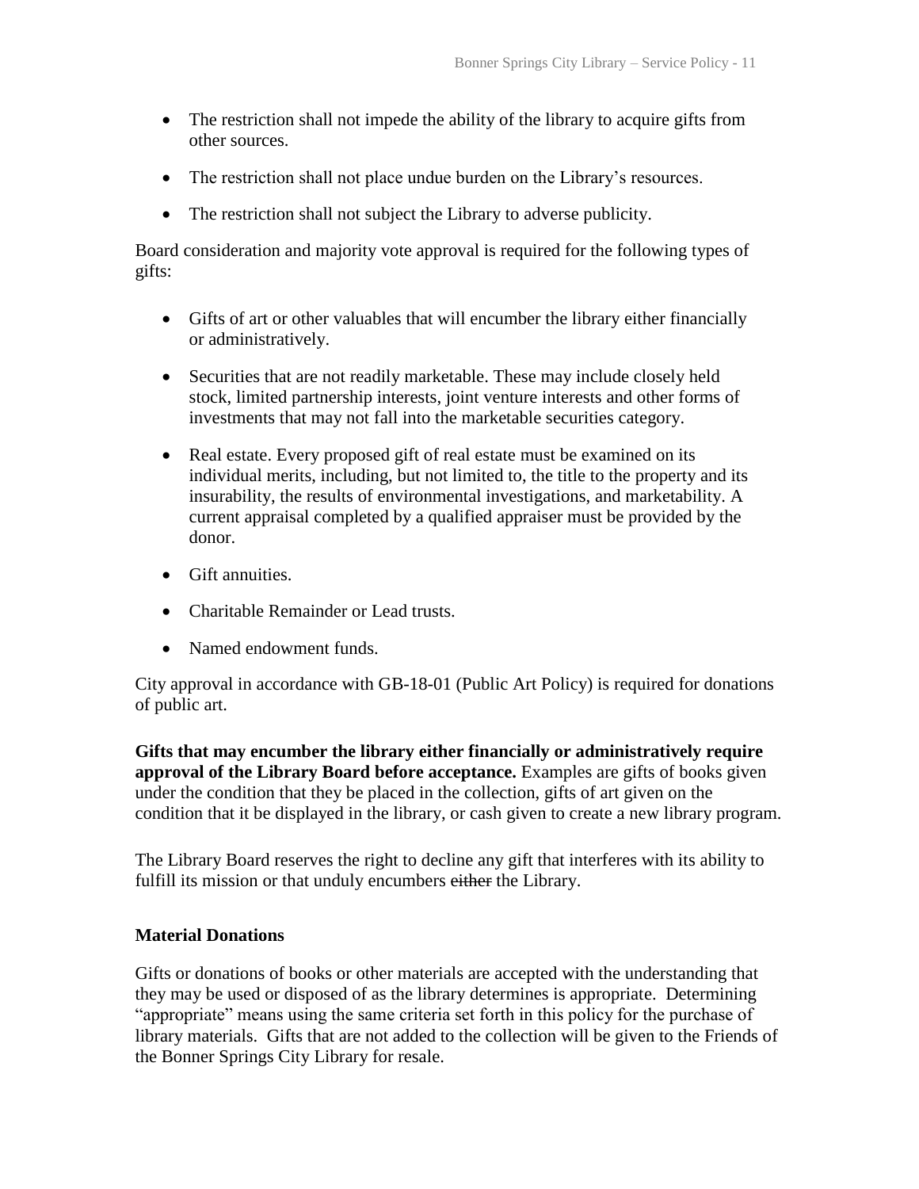- The restriction shall not impede the ability of the library to acquire gifts from other sources.
- The restriction shall not place undue burden on the Library's resources.
- The restriction shall not subject the Library to adverse publicity.

Board consideration and majority vote approval is required for the following types of gifts:

- Gifts of art or other valuables that will encumber the library either financially or administratively.
- Securities that are not readily marketable. These may include closely held stock, limited partnership interests, joint venture interests and other forms of investments that may not fall into the marketable securities category.
- Real estate. Every proposed gift of real estate must be examined on its individual merits, including, but not limited to, the title to the property and its insurability, the results of environmental investigations, and marketability. A current appraisal completed by a qualified appraiser must be provided by the donor.
- Gift annuities.
- Charitable Remainder or Lead trusts.
- Named endowment funds.

City approval in accordance with GB-18-01 (Public Art Policy) is required for donations of public art.

**Gifts that may encumber the library either financially or administratively require approval of the Library Board before acceptance.** Examples are gifts of books given under the condition that they be placed in the collection, gifts of art given on the condition that it be displayed in the library, or cash given to create a new library program.

The Library Board reserves the right to decline any gift that interferes with its ability to fulfill its mission or that unduly encumbers ~~either~~ the Library.

**Material Donations**

Gifts or donations of books or other materials are accepted with the understanding that they may be used or disposed of as the library determines is appropriate. Determining "appropriate" means using the same criteria set forth in this policy for the purchase of library materials. Gifts that are not added to the collection will be given to the Friends of the Bonner Springs City Library for resale.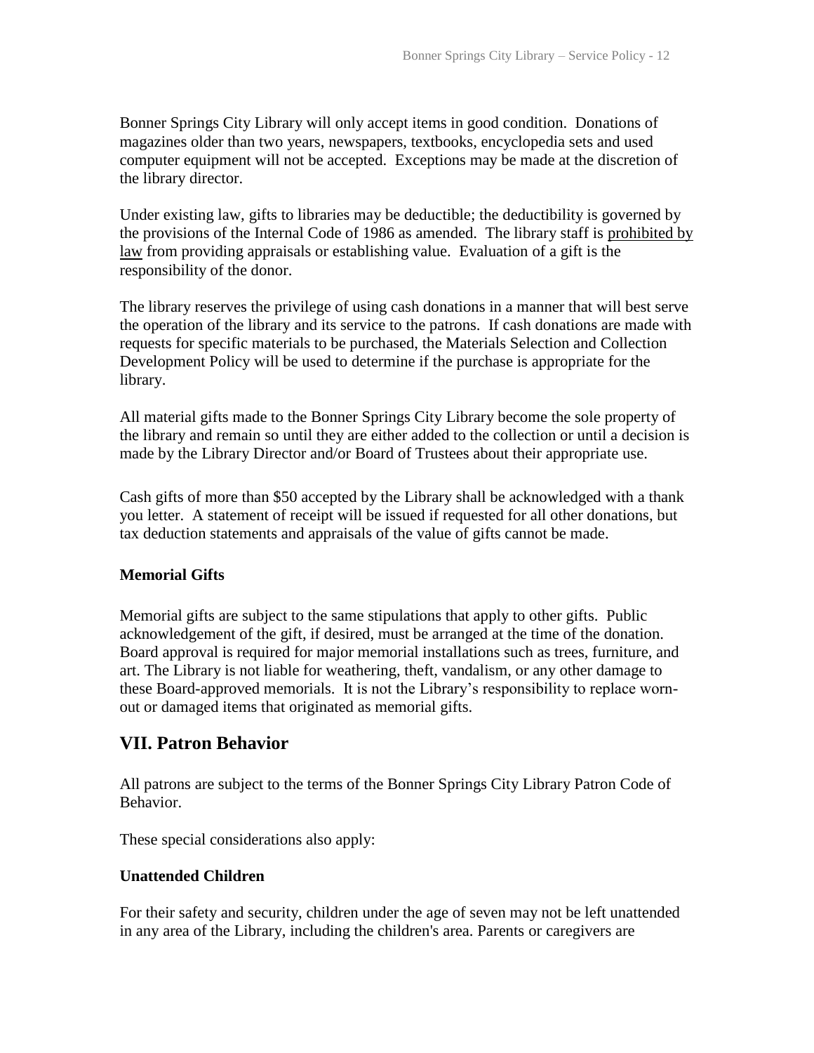Bonner Springs City Library will only accept items in good condition. Donations of magazines older than two years, newspapers, textbooks, encyclopedia sets and used computer equipment will not be accepted. Exceptions may be made at the discretion of the library director.

Under existing law, gifts to libraries may be deductible; the deductibility is governed by the provisions of the Internal Code of 1986 as amended. The library staff is prohibited by law from providing appraisals or establishing value. Evaluation of a gift is the responsibility of the donor.

The library reserves the privilege of using cash donations in a manner that will best serve the operation of the library and its service to the patrons. If cash donations are made with requests for specific materials to be purchased, the Materials Selection and Collection Development Policy will be used to determine if the purchase is appropriate for the library.

All material gifts made to the Bonner Springs City Library become the sole property of the library and remain so until they are either added to the collection or until a decision is made by the Library Director and/or Board of Trustees about their appropriate use.

Cash gifts of more than $50 accepted by the Library shall be acknowledged with a thank you letter. A statement of receipt will be issued if requested for all other donations, but tax deduction statements and appraisals of the value of gifts cannot be made.

### Memorial Gifts

Memorial gifts are subject to the same stipulations that apply to other gifts. Public acknowledgement of the gift, if desired, must be arranged at the time of the donation. Board approval is required for major memorial installations such as trees, furniture, and art. The Library is not liable for weathering, theft, vandalism, or any other damage to these Board-approved memorials. It is not the Library's responsibility to replace worn-out or damaged items that originated as memorial gifts.

## VII. Patron Behavior

All patrons are subject to the terms of the Bonner Springs City Library Patron Code of Behavior.

These special considerations also apply:

### Unattended Children

For their safety and security, children under the age of seven may not be left unattended in any area of the Library, including the children's area. Parents or caregivers are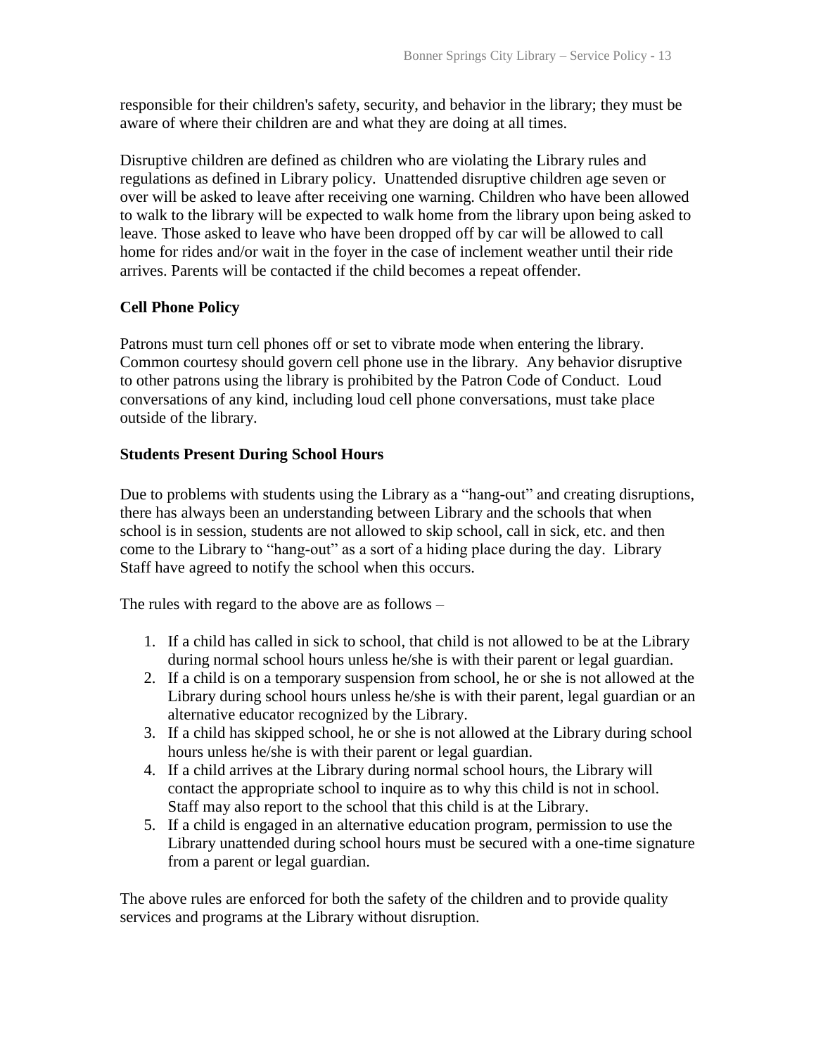responsible for their children's safety, security, and behavior in the library; they must be aware of where their children are and what they are doing at all times.

Disruptive children are defined as children who are violating the Library rules and regulations as defined in Library policy. Unattended disruptive children age seven or over will be asked to leave after receiving one warning. Children who have been allowed to walk to the library will be expected to walk home from the library upon being asked to leave. Those asked to leave who have been dropped off by car will be allowed to call home for rides and/or wait in the foyer in the case of inclement weather until their ride arrives. Parents will be contacted if the child becomes a repeat offender.

**Cell Phone Policy**

Patrons must turn cell phones off or set to vibrate mode when entering the library. Common courtesy should govern cell phone use in the library. Any behavior disruptive to other patrons using the library is prohibited by the Patron Code of Conduct. Loud conversations of any kind, including loud cell phone conversations, must take place outside of the library.

**Students Present During School Hours**

Due to problems with students using the Library as a "hang-out" and creating disruptions, there has always been an understanding between Library and the schools that when school is in session, students are not allowed to skip school, call in sick, etc. and then come to the Library to "hang-out" as a sort of a hiding place during the day. Library Staff have agreed to notify the school when this occurs.

The rules with regard to the above are as follows –

1. If a child has called in sick to school, that child is not allowed to be at the Library during normal school hours unless he/she is with their parent or legal guardian.
2. If a child is on a temporary suspension from school, he or she is not allowed at the Library during school hours unless he/she is with their parent, legal guardian or an alternative educator recognized by the Library.
3. If a child has skipped school, he or she is not allowed at the Library during school hours unless he/she is with their parent or legal guardian.
4. If a child arrives at the Library during normal school hours, the Library will contact the appropriate school to inquire as to why this child is not in school. Staff may also report to the school that this child is at the Library.
5. If a child is engaged in an alternative education program, permission to use the Library unattended during school hours must be secured with a one-time signature from a parent or legal guardian.

The above rules are enforced for both the safety of the children and to provide quality services and programs at the Library without disruption.